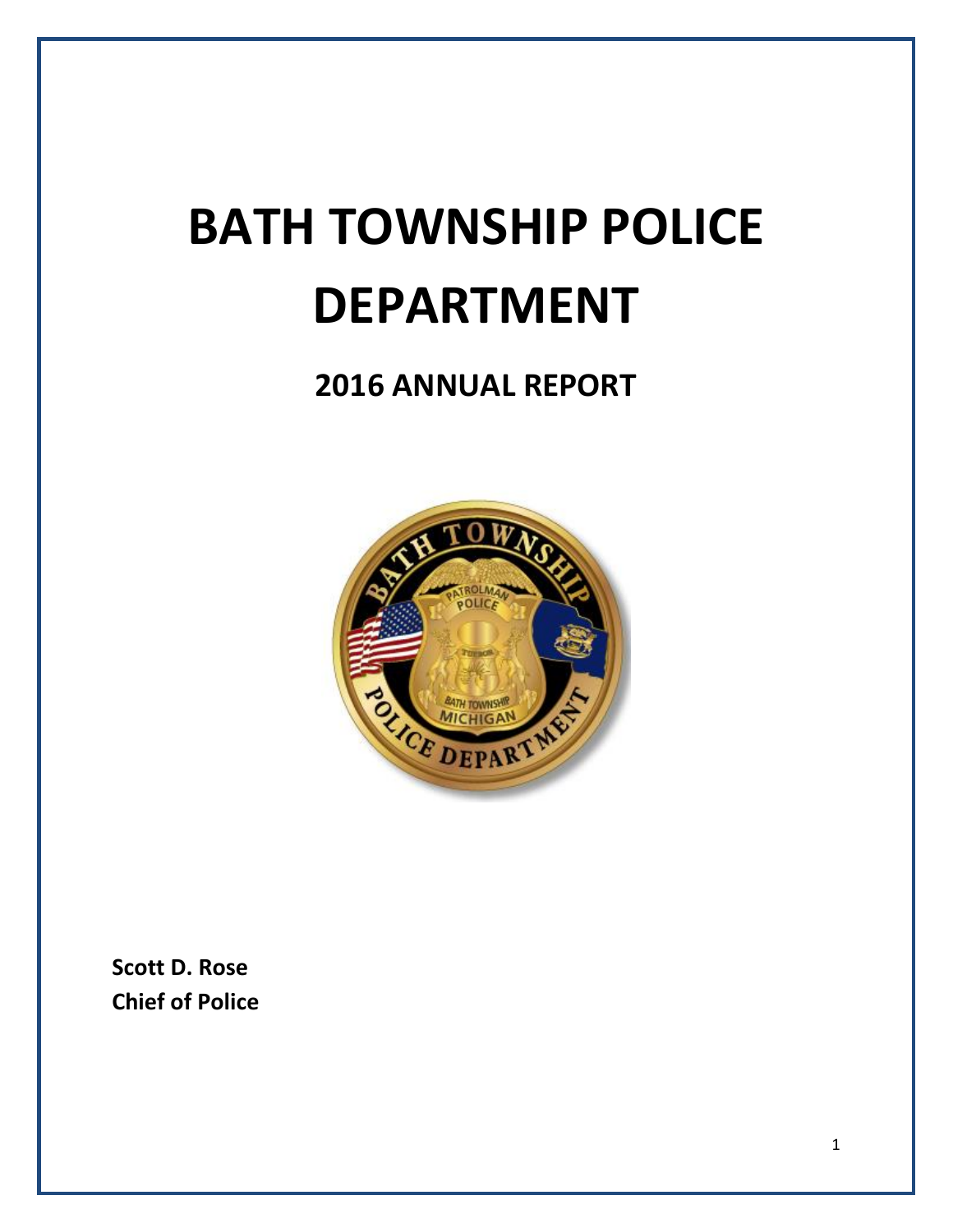# BATH TOWNSHIP POLICE DEPARTMENT

## 2016 ANNUAL REPORT

**Scott D. Rose**
**Chief of Police**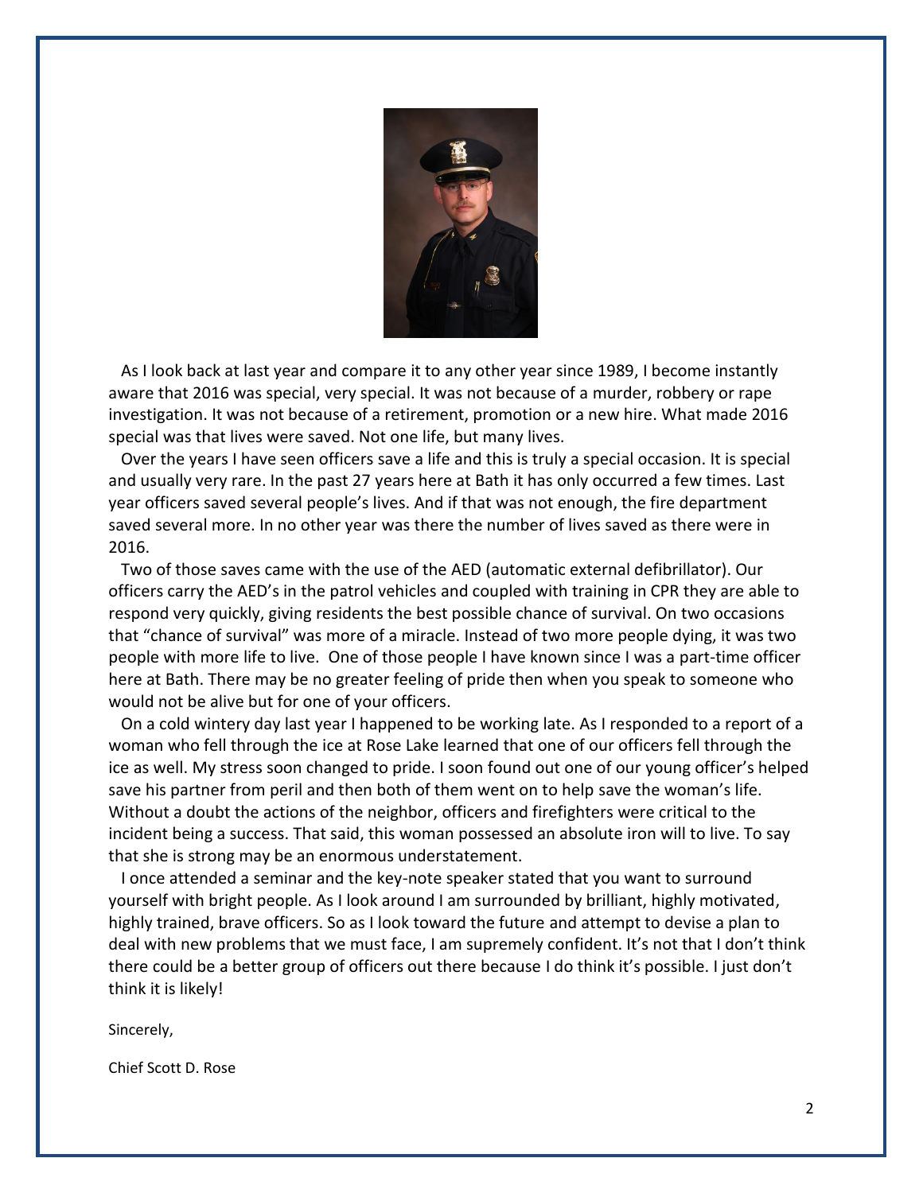As I look back at last year and compare it to any other year since 1989, I become instantly aware that 2016 was special, very special. It was not because of a murder, robbery or rape investigation. It was not because of a retirement, promotion or a new hire. What made 2016 special was that lives were saved. Not one life, but many lives.

Over the years I have seen officers save a life and this is truly a special occasion. It is special and usually very rare. In the past 27 years here at Bath it has only occurred a few times. Last year officers saved several people's lives. And if that was not enough, the fire department saved several more. In no other year was there the number of lives saved as there were in 2016.

Two of those saves came with the use of the AED (automatic external defibrillator). Our officers carry the AED's in the patrol vehicles and coupled with training in CPR they are able to respond very quickly, giving residents the best possible chance of survival. On two occasions that "chance of survival" was more of a miracle. Instead of two more people dying, it was two people with more life to live. One of those people I have known since I was a part-time officer here at Bath. There may be no greater feeling of pride then when you speak to someone who would not be alive but for one of your officers.

On a cold wintery day last year I happened to be working late. As I responded to a report of a woman who fell through the ice at Rose Lake learned that one of our officers fell through the ice as well. My stress soon changed to pride. I soon found out one of our young officer's helped save his partner from peril and then both of them went on to help save the woman's life. Without a doubt the actions of the neighbor, officers and firefighters were critical to the incident being a success. That said, this woman possessed an absolute iron will to live. To say that she is strong may be an enormous understatement.

I once attended a seminar and the key-note speaker stated that you want to surround yourself with bright people. As I look around I am surrounded by brilliant, highly motivated, highly trained, brave officers. So as I look toward the future and attempt to devise a plan to deal with new problems that we must face, I am supremely confident. It's not that I don't think there could be a better group of officers out there because I do think it's possible. I just don't think it is likely!

Sincerely,

Chief Scott D. Rose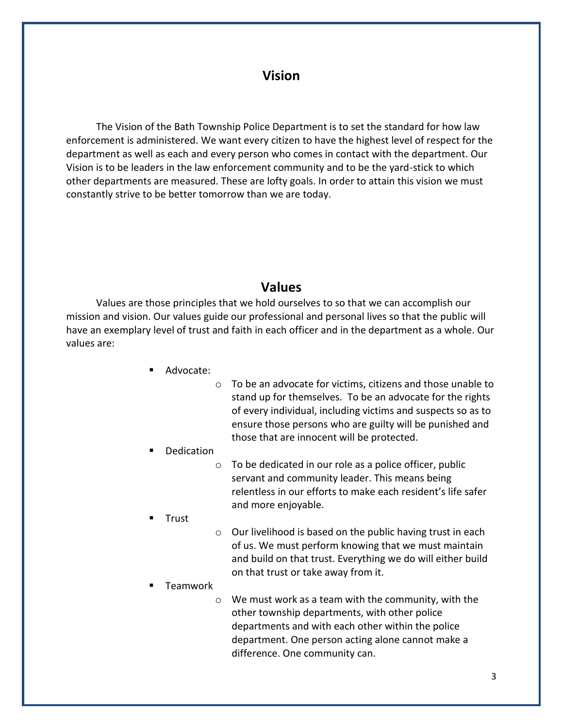## Vision

The Vision of the Bath Township Police Department is to set the standard for how law enforcement is administered. We want every citizen to have the highest level of respect for the department as well as each and every person who comes in contact with the department. Our Vision is to be leaders in the law enforcement community and to be the yard-stick to which other departments are measured. These are lofty goals. In order to attain this vision we must constantly strive to be better tomorrow than we are today.

## Values

Values are those principles that we hold ourselves to so that we can accomplish our mission and vision. Our values guide our professional and personal lives so that the public will have an exemplary level of trust and faith in each officer and in the department as a whole. Our values are:

- Advocate:
  - To be an advocate for victims, citizens and those unable to stand up for themselves. To be an advocate for the rights of every individual, including victims and suspects so as to ensure those persons who are guilty will be punished and those that are innocent will be protected.
- Dedication
  - To be dedicated in our role as a police officer, public servant and community leader. This means being relentless in our efforts to make each resident's life safer and more enjoyable.
- Trust
  - Our livelihood is based on the public having trust in each of us. We must perform knowing that we must maintain and build on that trust. Everything we do will either build on that trust or take away from it.
- Teamwork
  - We must work as a team with the community, with the other township departments, with other police departments and with each other within the police department. One person acting alone cannot make a difference. One community can.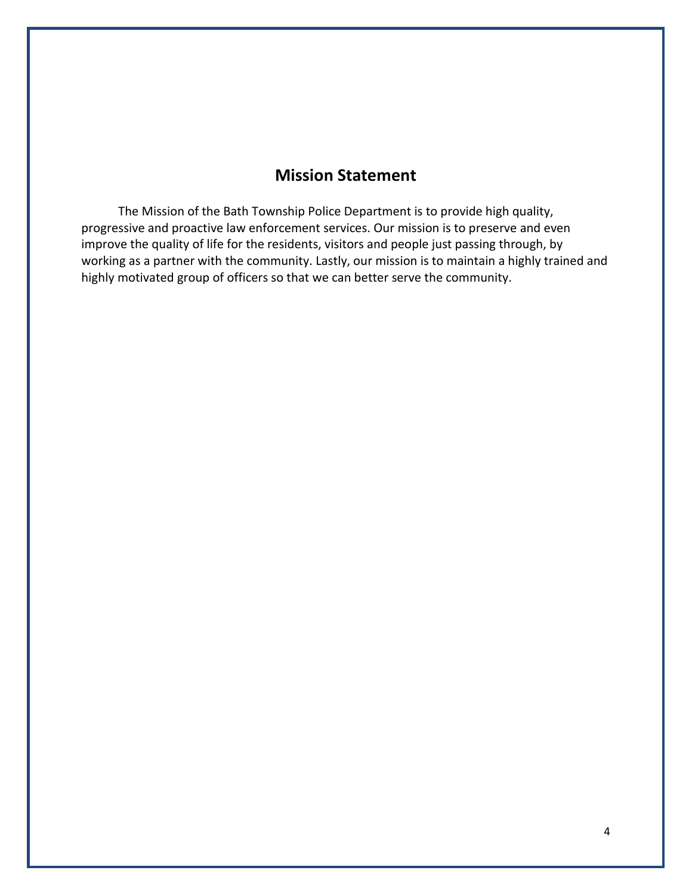## Mission Statement

The Mission of the Bath Township Police Department is to provide high quality, progressive and proactive law enforcement services. Our mission is to preserve and even improve the quality of life for the residents, visitors and people just passing through, by working as a partner with the community. Lastly, our mission is to maintain a highly trained and highly motivated group of officers so that we can better serve the community.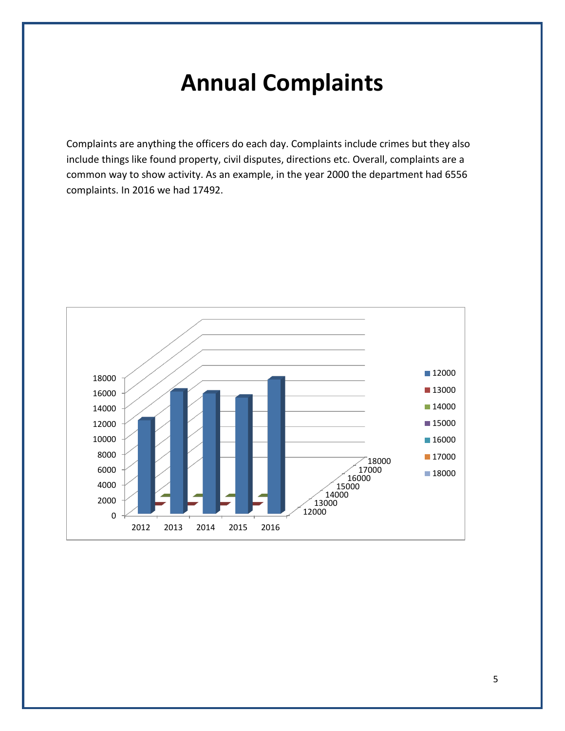# Annual Complaints

Complaints are anything the officers do each day. Complaints include crimes but they also include things like found property, civil disputes, directions etc. Overall, complaints are a common way to show activity. As an example, in the year 2000 the department had 6556 complaints. In 2016 we had 17492.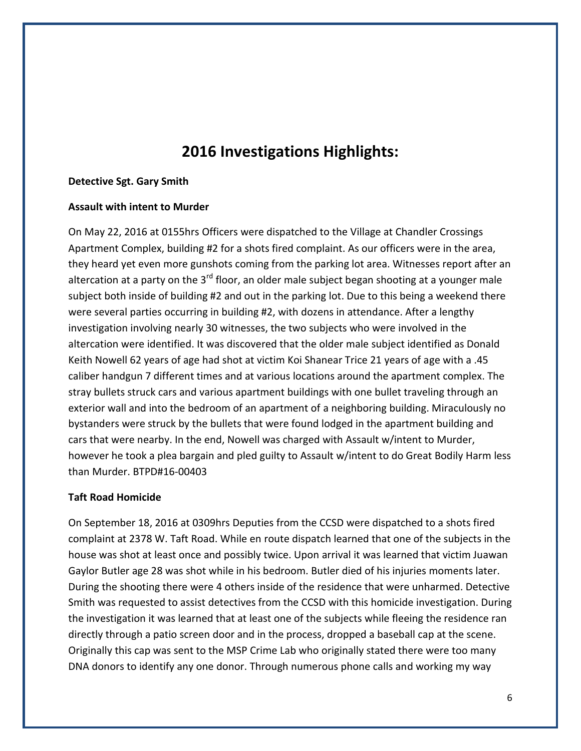# 2016 Investigations Highlights:

**Detective Sgt. Gary Smith**

**Assault with intent to Murder**

On May 22, 2016 at 0155hrs Officers were dispatched to the Village at Chandler Crossings Apartment Complex, building #2 for a shots fired complaint. As our officers were in the area, they heard yet even more gunshots coming from the parking lot area. Witnesses report after an altercation at a party on the 3rd floor, an older male subject began shooting at a younger male subject both inside of building #2 and out in the parking lot. Due to this being a weekend there were several parties occurring in building #2, with dozens in attendance. After a lengthy investigation involving nearly 30 witnesses, the two subjects who were involved in the altercation were identified. It was discovered that the older male subject identified as Donald Keith Nowell 62 years of age had shot at victim Koi Shanear Trice 21 years of age with a .45 caliber handgun 7 different times and at various locations around the apartment complex. The stray bullets struck cars and various apartment buildings with one bullet traveling through an exterior wall and into the bedroom of an apartment of a neighboring building. Miraculously no bystanders were struck by the bullets that were found lodged in the apartment building and cars that were nearby. In the end, Nowell was charged with Assault w/intent to Murder, however he took a plea bargain and pled guilty to Assault w/intent to do Great Bodily Harm less than Murder. BTPD#16-00403

**Taft Road Homicide**

On September 18, 2016 at 0309hrs Deputies from the CCSD were dispatched to a shots fired complaint at 2378 W. Taft Road. While en route dispatch learned that one of the subjects in the house was shot at least once and possibly twice. Upon arrival it was learned that victim Juawan Gaylor Butler age 28 was shot while in his bedroom. Butler died of his injuries moments later. During the shooting there were 4 others inside of the residence that were unharmed. Detective Smith was requested to assist detectives from the CCSD with this homicide investigation. During the investigation it was learned that at least one of the subjects while fleeing the residence ran directly through a patio screen door and in the process, dropped a baseball cap at the scene. Originally this cap was sent to the MSP Crime Lab who originally stated there were too many DNA donors to identify any one donor. Through numerous phone calls and working my way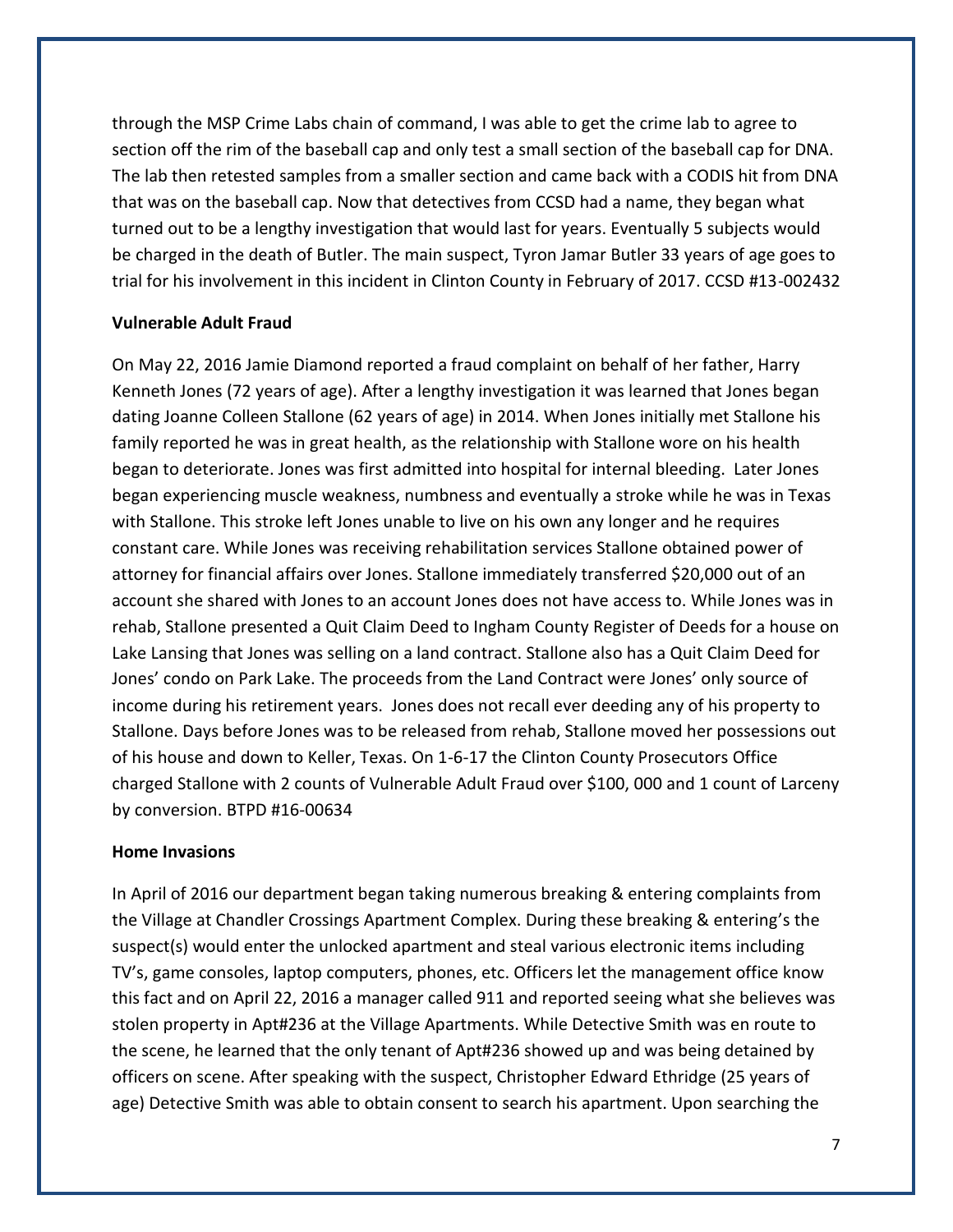through the MSP Crime Labs chain of command, I was able to get the crime lab to agree to section off the rim of the baseball cap and only test a small section of the baseball cap for DNA. The lab then retested samples from a smaller section and came back with a CODIS hit from DNA that was on the baseball cap. Now that detectives from CCSD had a name, they began what turned out to be a lengthy investigation that would last for years. Eventually 5 subjects would be charged in the death of Butler. The main suspect, Tyron Jamar Butler 33 years of age goes to trial for his involvement in this incident in Clinton County in February of 2017. CCSD #13-002432

**Vulnerable Adult Fraud**

On May 22, 2016 Jamie Diamond reported a fraud complaint on behalf of her father, Harry Kenneth Jones (72 years of age). After a lengthy investigation it was learned that Jones began dating Joanne Colleen Stallone (62 years of age) in 2014. When Jones initially met Stallone his family reported he was in great health, as the relationship with Stallone wore on his health began to deteriorate. Jones was first admitted into hospital for internal bleeding. Later Jones began experiencing muscle weakness, numbness and eventually a stroke while he was in Texas with Stallone. This stroke left Jones unable to live on his own any longer and he requires constant care. While Jones was receiving rehabilitation services Stallone obtained power of attorney for financial affairs over Jones. Stallone immediately transferred $20,000 out of an account she shared with Jones to an account Jones does not have access to. While Jones was in rehab, Stallone presented a Quit Claim Deed to Ingham County Register of Deeds for a house on Lake Lansing that Jones was selling on a land contract. Stallone also has a Quit Claim Deed for Jones' condo on Park Lake. The proceeds from the Land Contract were Jones' only source of income during his retirement years. Jones does not recall ever deeding any of his property to Stallone. Days before Jones was to be released from rehab, Stallone moved her possessions out of his house and down to Keller, Texas. On 1-6-17 the Clinton County Prosecutors Office charged Stallone with 2 counts of Vulnerable Adult Fraud over $100, 000 and 1 count of Larceny by conversion. BTPD #16-00634

**Home Invasions**

In April of 2016 our department began taking numerous breaking & entering complaints from the Village at Chandler Crossings Apartment Complex. During these breaking & entering's the suspect(s) would enter the unlocked apartment and steal various electronic items including TV's, game consoles, laptop computers, phones, etc. Officers let the management office know this fact and on April 22, 2016 a manager called 911 and reported seeing what she believes was stolen property in Apt#236 at the Village Apartments. While Detective Smith was en route to the scene, he learned that the only tenant of Apt#236 showed up and was being detained by officers on scene. After speaking with the suspect, Christopher Edward Ethridge (25 years of age) Detective Smith was able to obtain consent to search his apartment. Upon searching the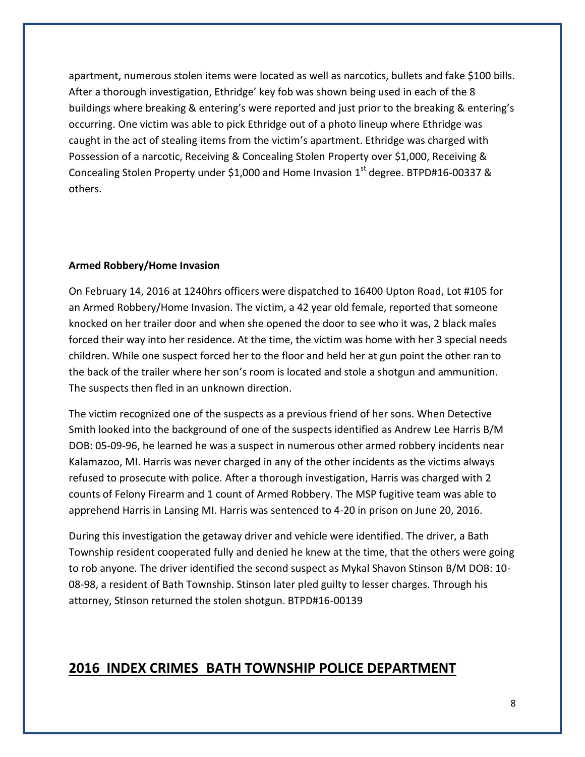apartment, numerous stolen items were located as well as narcotics, bullets and fake $100 bills. After a thorough investigation, Ethridge' key fob was shown being used in each of the 8 buildings where breaking & entering's were reported and just prior to the breaking & entering's occurring. One victim was able to pick Ethridge out of a photo lineup where Ethridge was caught in the act of stealing items from the victim's apartment. Ethridge was charged with Possession of a narcotic, Receiving & Concealing Stolen Property over $1,000, Receiving & Concealing Stolen Property under $1,000 and Home Invasion 1st degree. BTPD#16-00337 & others.

**Armed Robbery/Home Invasion**

On February 14, 2016 at 1240hrs officers were dispatched to 16400 Upton Road, Lot #105 for an Armed Robbery/Home Invasion. The victim, a 42 year old female, reported that someone knocked on her trailer door and when she opened the door to see who it was, 2 black males forced their way into her residence. At the time, the victim was home with her 3 special needs children. While one suspect forced her to the floor and held her at gun point the other ran to the back of the trailer where her son's room is located and stole a shotgun and ammunition. The suspects then fled in an unknown direction.

The victim recognized one of the suspects as a previous friend of her sons. When Detective Smith looked into the background of one of the suspects identified as Andrew Lee Harris B/M DOB: 05-09-96, he learned he was a suspect in numerous other armed robbery incidents near Kalamazoo, MI. Harris was never charged in any of the other incidents as the victims always refused to prosecute with police. After a thorough investigation, Harris was charged with 2 counts of Felony Firearm and 1 count of Armed Robbery. The MSP fugitive team was able to apprehend Harris in Lansing MI. Harris was sentenced to 4-20 in prison on June 20, 2016.

During this investigation the getaway driver and vehicle were identified. The driver, a Bath Township resident cooperated fully and denied he knew at the time, that the others were going to rob anyone. The driver identified the second suspect as Mykal Shavon Stinson B/M DOB: 10-08-98, a resident of Bath Township. Stinson later pled guilty to lesser charges. Through his attorney, Stinson returned the stolen shotgun. BTPD#16-00139

## 2016 INDEX CRIMES BATH TOWNSHIP POLICE DEPARTMENT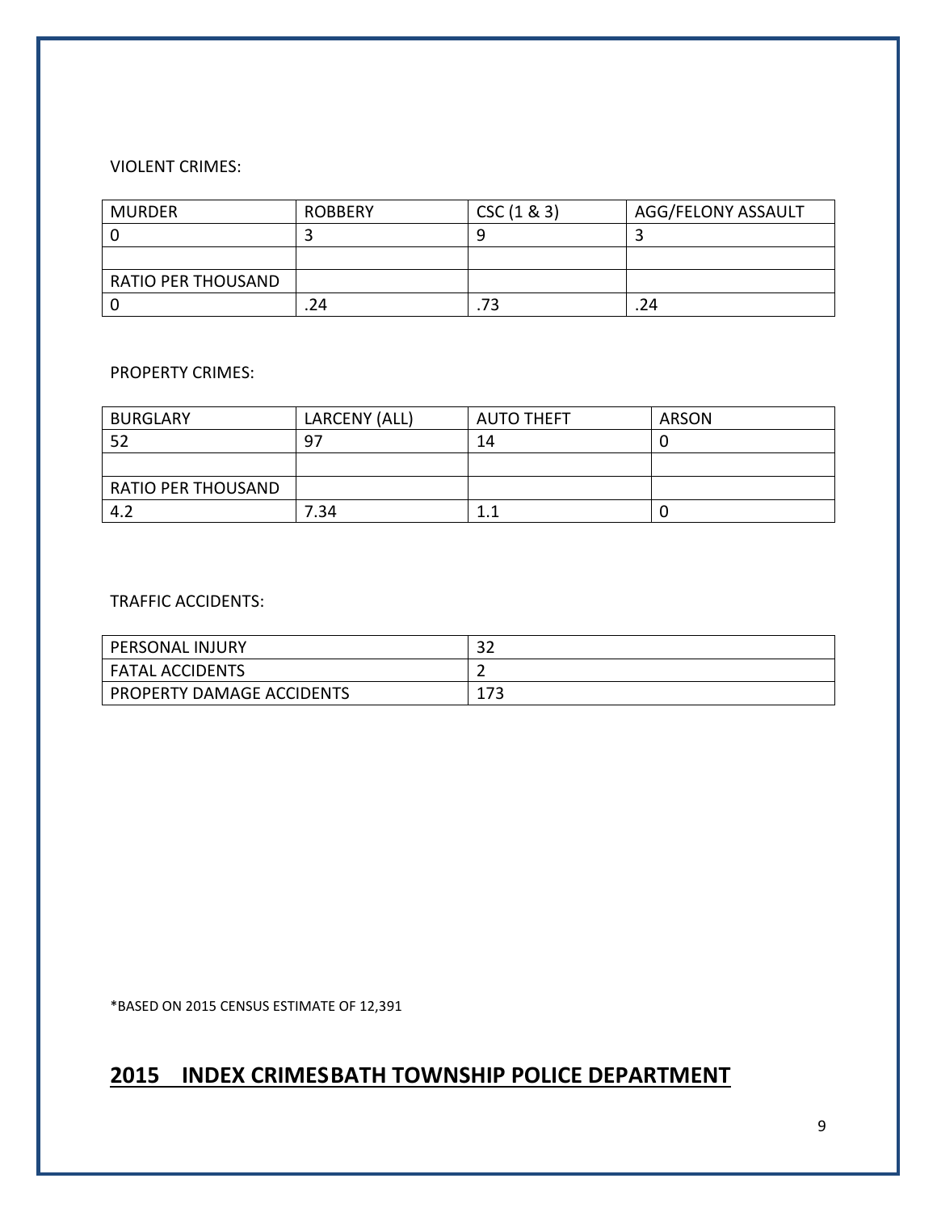VIOLENT CRIMES:

| MURDER | ROBBERY | CSC (1 & 3) | AGG/FELONY ASSAULT |
|---|---|---|---|
| 0 | 3 | 9 | 3 |
| | | | |
| RATIO PER THOUSAND | | | |
| 0 | .24 | .73 | .24 |

PROPERTY CRIMES:

| BURGLARY | LARCENY (ALL) | AUTO THEFT | ARSON |
|---|---|---|---|
| 52 | 97 | 14 | 0 |
| | | | |
| RATIO PER THOUSAND | | | |
| 4.2 | 7.34 | 1.1 | 0 |

TRAFFIC ACCIDENTS:

| | |
|---|---|
| PERSONAL INJURY | 32 |
| FATAL ACCIDENTS | 2 |
| PROPERTY DAMAGE ACCIDENTS | 173 |

*BASED ON 2015 CENSUS ESTIMATE OF 12,391

## **2015 INDEX CRIMES BATH TOWNSHIP POLICE DEPARTMENT**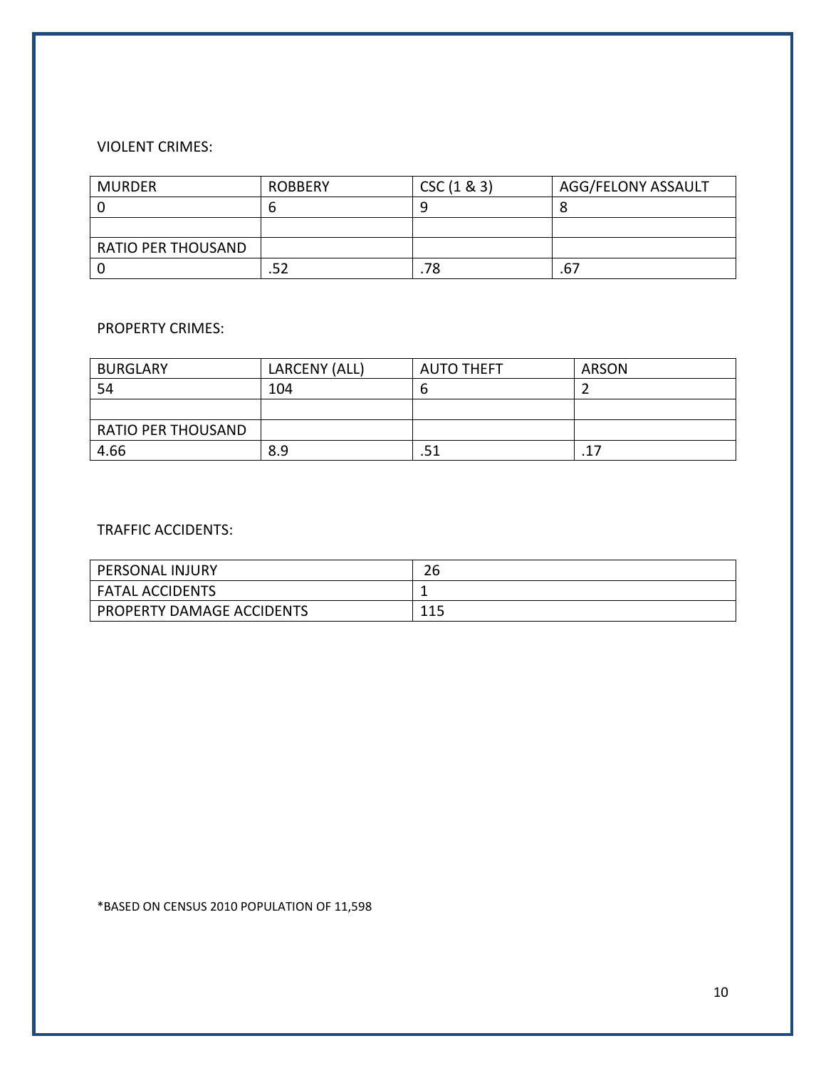VIOLENT CRIMES:

| MURDER | ROBBERY | CSC (1 & 3) | AGG/FELONY ASSAULT |
|---|---|---|---|
| 0 | 6 | 9 | 8 |
| | | | |
| RATIO PER THOUSAND | | | |
| 0 | .52 | .78 | .67 |

PROPERTY CRIMES:

| BURGLARY | LARCENY (ALL) | AUTO THEFT | ARSON |
|---|---|---|---|
| 54 | 104 | 6 | 2 |
| | | | |
| RATIO PER THOUSAND | | | |
| 4.66 | 8.9 | .51 | .17 |

TRAFFIC ACCIDENTS:

| | |
|---|---|
| PERSONAL INJURY | 26 |
| FATAL ACCIDENTS | 1 |
| PROPERTY DAMAGE ACCIDENTS | 115 |

*BASED ON CENSUS 2010 POPULATION OF 11,598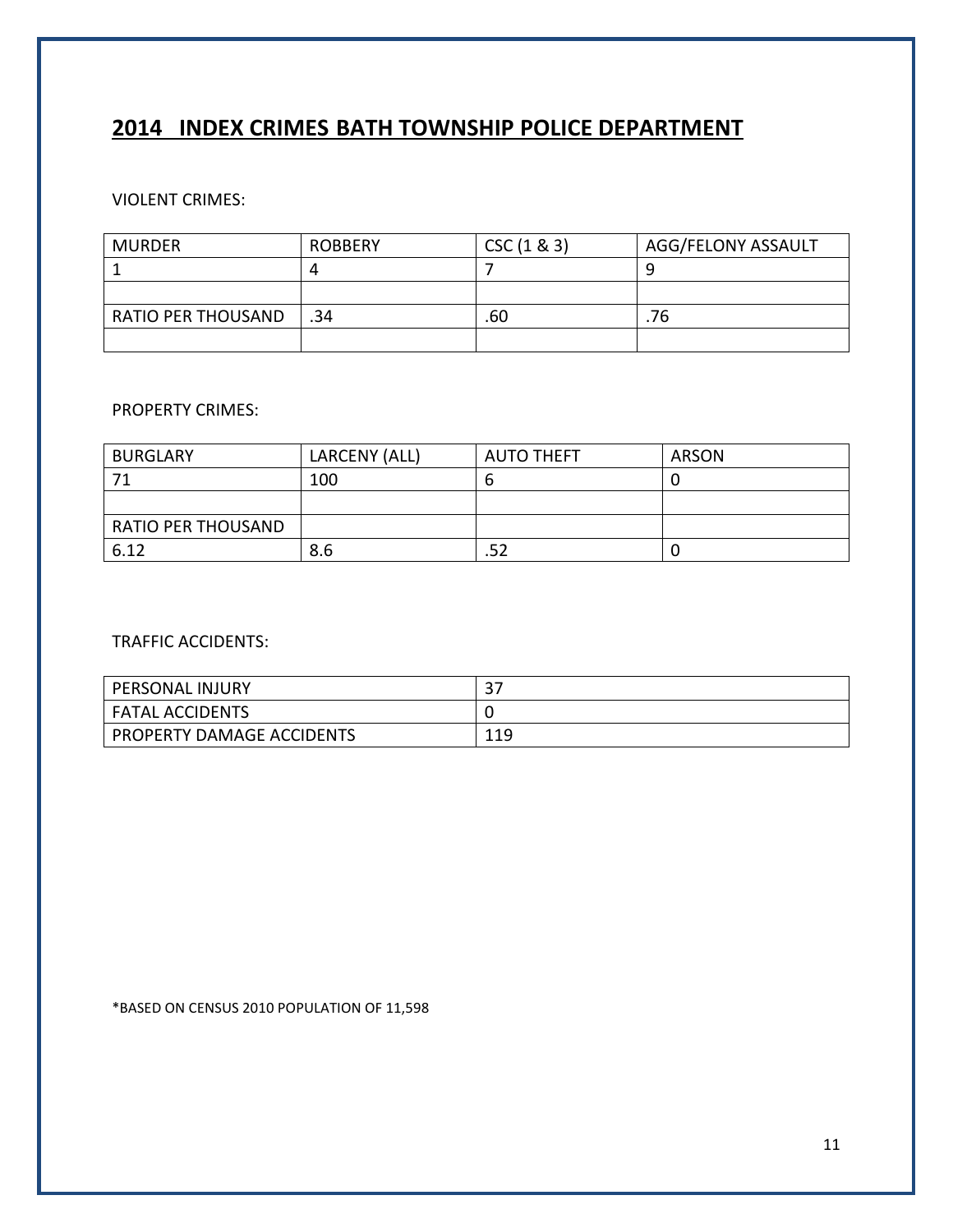## 2014 INDEX CRIMES BATH TOWNSHIP POLICE DEPARTMENT

VIOLENT CRIMES:

| MURDER | ROBBERY | CSC (1 & 3) | AGG/FELONY ASSAULT |
|---|---|---|---|
| 1 | 4 | 7 | 9 |
| | | | |
| RATIO PER THOUSAND | .34 | .60 | .76 |
| | | | |

PROPERTY CRIMES:

| BURGLARY | LARCENY (ALL) | AUTO THEFT | ARSON |
|---|---|---|---|
| 71 | 100 | 6 | 0 |
| | | | |
| RATIO PER THOUSAND | | | |
| 6.12 | 8.6 | .52 | 0 |

TRAFFIC ACCIDENTS:

| PERSONAL INJURY | 37 |
|---|---|
| FATAL ACCIDENTS | 0 |
| PROPERTY DAMAGE ACCIDENTS | 119 |

*BASED ON CENSUS 2010 POPULATION OF 11,598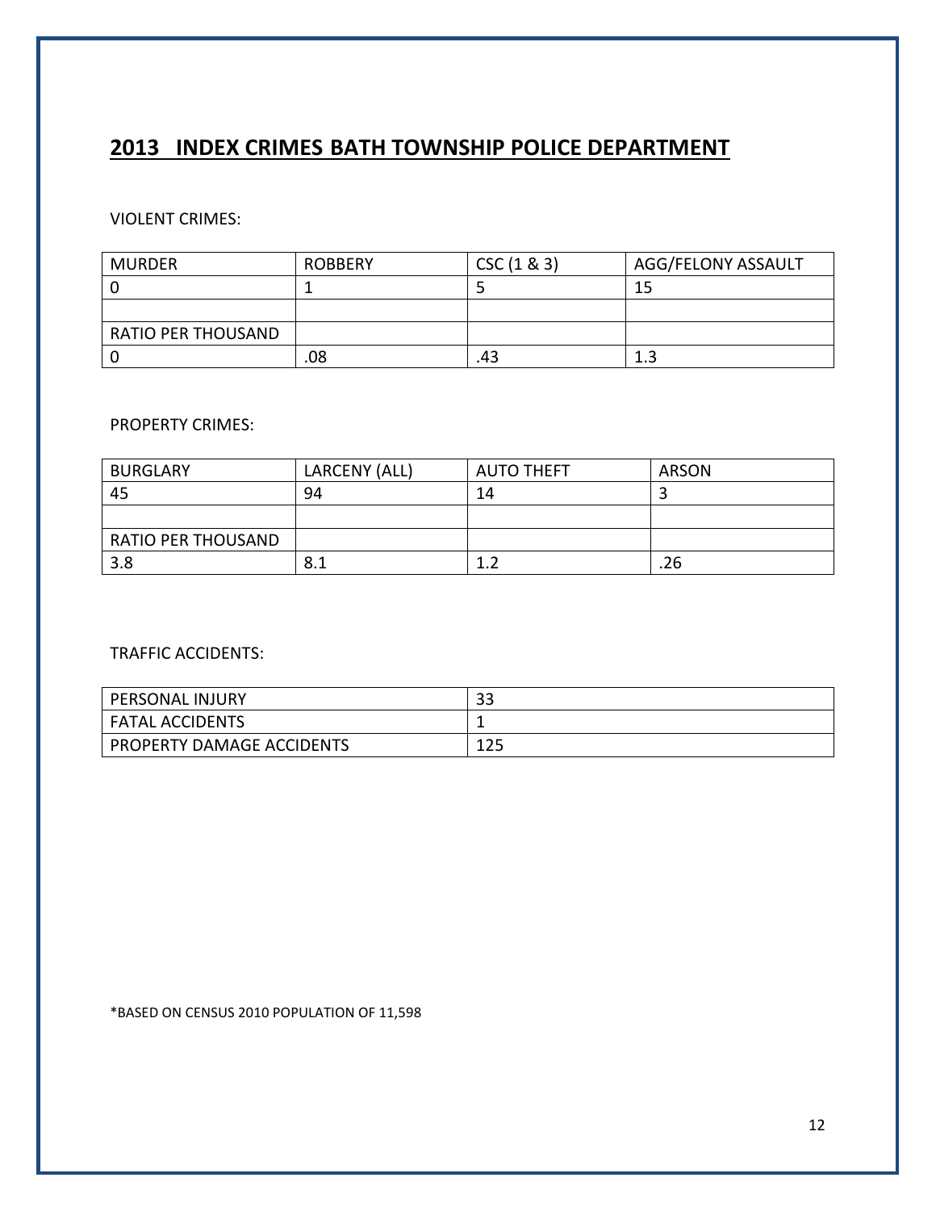## **2013 INDEX CRIMES BATH TOWNSHIP POLICE DEPARTMENT**

VIOLENT CRIMES:

| MURDER | ROBBERY | CSC (1 & 3) | AGG/FELONY ASSAULT |
|---|---|---|---|
| 0 | 1 | 5 | 15 |
| | | | |
| RATIO PER THOUSAND | | | |
| 0 | .08 | .43 | 1.3 |

PROPERTY CRIMES:

| BURGLARY | LARCENY (ALL) | AUTO THEFT | ARSON |
|---|---|---|---|
| 45 | 94 | 14 | 3 |
| | | | |
| RATIO PER THOUSAND | | | |
| 3.8 | 8.1 | 1.2 | .26 |

TRAFFIC ACCIDENTS:

| PERSONAL INJURY | 33 |
|---|---|
| FATAL ACCIDENTS | 1 |
| PROPERTY DAMAGE ACCIDENTS | 125 |

*BASED ON CENSUS 2010 POPULATION OF 11,598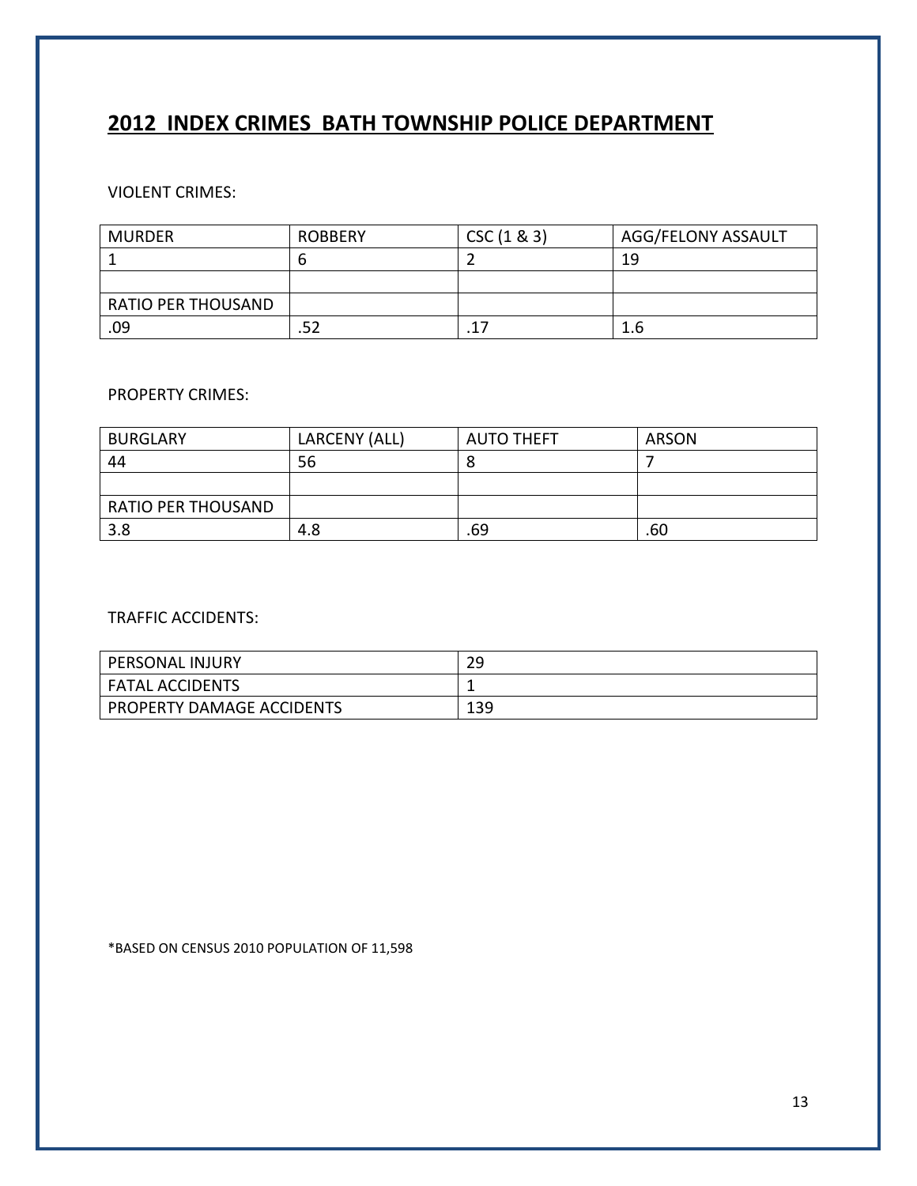# 2012 INDEX CRIMES BATH TOWNSHIP POLICE DEPARTMENT

VIOLENT CRIMES:

| MURDER | ROBBERY | CSC (1 & 3) | AGG/FELONY ASSAULT |
|---|---|---|---|
| 1 | 6 | 2 | 19 |
| | | | |
| RATIO PER THOUSAND | | | |
| .09 | .52 | .17 | 1.6 |

PROPERTY CRIMES:

| BURGLARY | LARCENY (ALL) | AUTO THEFT | ARSON |
|---|---|---|---|
| 44 | 56 | 8 | 7 |
| | | | |
| RATIO PER THOUSAND | | | |
| 3.8 | 4.8 | .69 | .60 |

TRAFFIC ACCIDENTS:

| PERSONAL INJURY | 29 |
|---|---|
| FATAL ACCIDENTS | 1 |
| PROPERTY DAMAGE ACCIDENTS | 139 |

*BASED ON CENSUS 2010 POPULATION OF 11,598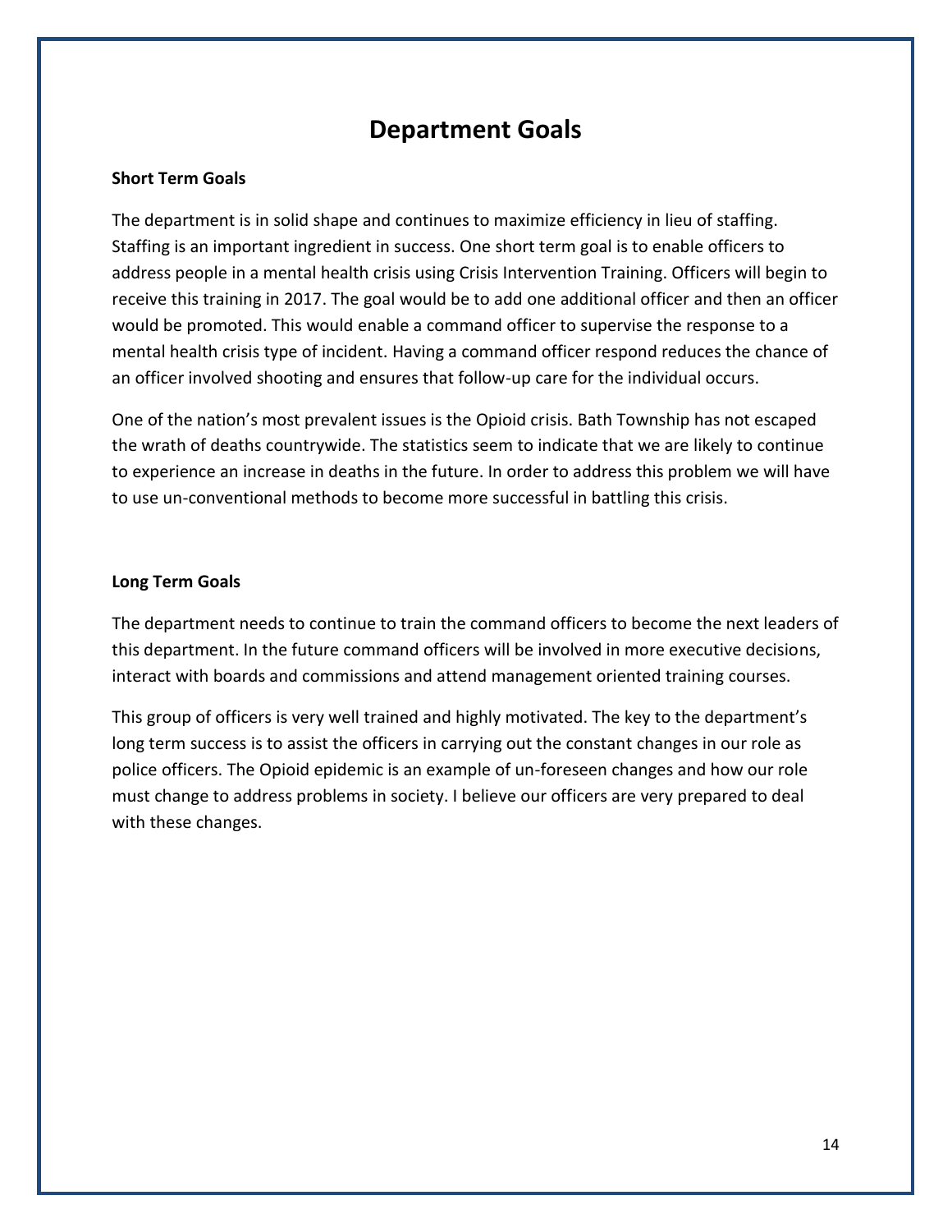# Department Goals

**Short Term Goals**

The department is in solid shape and continues to maximize efficiency in lieu of staffing. Staffing is an important ingredient in success. One short term goal is to enable officers to address people in a mental health crisis using Crisis Intervention Training. Officers will begin to receive this training in 2017. The goal would be to add one additional officer and then an officer would be promoted. This would enable a command officer to supervise the response to a mental health crisis type of incident. Having a command officer respond reduces the chance of an officer involved shooting and ensures that follow-up care for the individual occurs.

One of the nation's most prevalent issues is the Opioid crisis. Bath Township has not escaped the wrath of deaths countrywide. The statistics seem to indicate that we are likely to continue to experience an increase in deaths in the future. In order to address this problem we will have to use un-conventional methods to become more successful in battling this crisis.

**Long Term Goals**

The department needs to continue to train the command officers to become the next leaders of this department. In the future command officers will be involved in more executive decisions, interact with boards and commissions and attend management oriented training courses.

This group of officers is very well trained and highly motivated. The key to the department's long term success is to assist the officers in carrying out the constant changes in our role as police officers. The Opioid epidemic is an example of un-foreseen changes and how our role must change to address problems in society. I believe our officers are very prepared to deal with these changes.